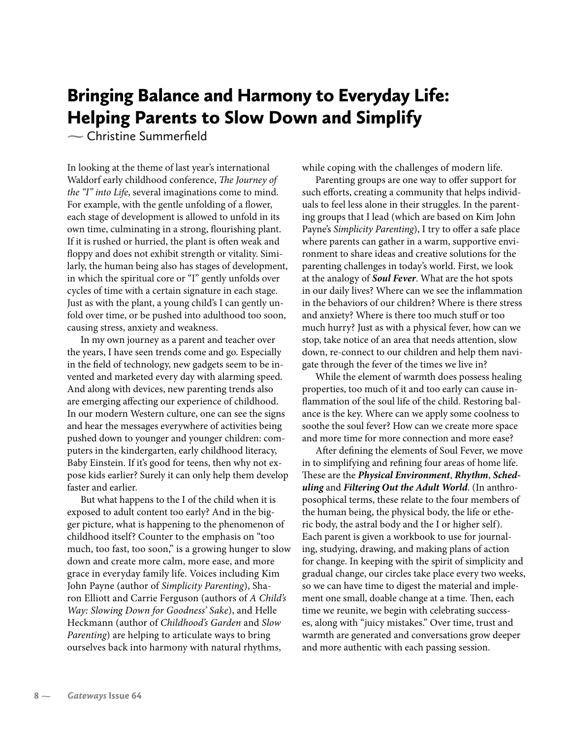# Bringing Balance and Harmony to Everyday Life: Helping Parents to Slow Down and Simplify

~ Christine Summerfield

In looking at the theme of last year's international Waldorf early childhood conference, *The Journey of the "I" into Life*, several imaginations come to mind. For example, with the gentle unfolding of a flower, each stage of development is allowed to unfold in its own time, culminating in a strong, flourishing plant. If it is rushed or hurried, the plant is often weak and floppy and does not exhibit strength or vitality. Similarly, the human being also has stages of development, in which the spiritual core or "I" gently unfolds over cycles of time with a certain signature in each stage. Just as with the plant, a young child's I can gently unfold over time, or be pushed into adulthood too soon, causing stress, anxiety and weakness.

In my own journey as a parent and teacher over the years, I have seen trends come and go. Especially in the field of technology, new gadgets seem to be invented and marketed every day with alarming speed. And along with devices, new parenting trends also are emerging affecting our experience of childhood. In our modern Western culture, one can see the signs and hear the messages everywhere of activities being pushed down to younger and younger children: computers in the kindergarten, early childhood literacy, Baby Einstein. If it's good for teens, then why not expose kids earlier? Surely it can only help them develop faster and earlier.

But what happens to the I of the child when it is exposed to adult content too early? And in the bigger picture, what is happening to the phenomenon of childhood itself? Counter to the emphasis on "too much, too fast, too soon," is a growing hunger to slow down and create more calm, more ease, and more grace in everyday family life. Voices including Kim John Payne (author of *Simplicity Parenting*), Sharon Elliott and Carrie Ferguson (authors of *A Child's Way: Slowing Down for Goodness' Sake*), and Helle Heckmann (author of *Childhood's Garden* and *Slow Parenting*) are helping to articulate ways to bring ourselves back into harmony with natural rhythms, while coping with the challenges of modern life.

Parenting groups are one way to offer support for such efforts, creating a community that helps individuals to feel less alone in their struggles. In the parenting groups that I lead (which are based on Kim John Payne's *Simplicity Parenting*), I try to offer a safe place where parents can gather in a warm, supportive environment to share ideas and creative solutions for the parenting challenges in today's world. First, we look at the analogy of ***Soul Fever***. What are the hot spots in our daily lives? Where can we see the inflammation in the behaviors of our children? Where is there stress and anxiety? Where is there too much stuff or too much hurry? Just as with a physical fever, how can we stop, take notice of an area that needs attention, slow down, re-connect to our children and help them navigate through the fever of the times we live in?

While the element of warmth does possess healing properties, too much of it and too early can cause inflammation of the soul life of the child. Restoring balance is the key. Where can we apply some coolness to soothe the soul fever? How can we create more space and more time for more connection and more ease?

After defining the elements of Soul Fever, we move in to simplifying and refining four areas of home life. These are the ***Physical Environment***, ***Rhythm***, ***Scheduling*** and ***Filtering Out the Adult World***. (In anthroposophical terms, these relate to the four members of the human being, the physical body, the life or etheric body, the astral body and the I or higher self). Each parent is given a workbook to use for journaling, studying, drawing, and making plans of action for change. In keeping with the spirit of simplicity and gradual change, our circles take place every two weeks, so we can have time to digest the material and implement one small, doable change at a time. Then, each time we reunite, we begin with celebrating successes, along with "juicy mistakes." Over time, trust and warmth are generated and conversations grow deeper and more authentic with each passing session.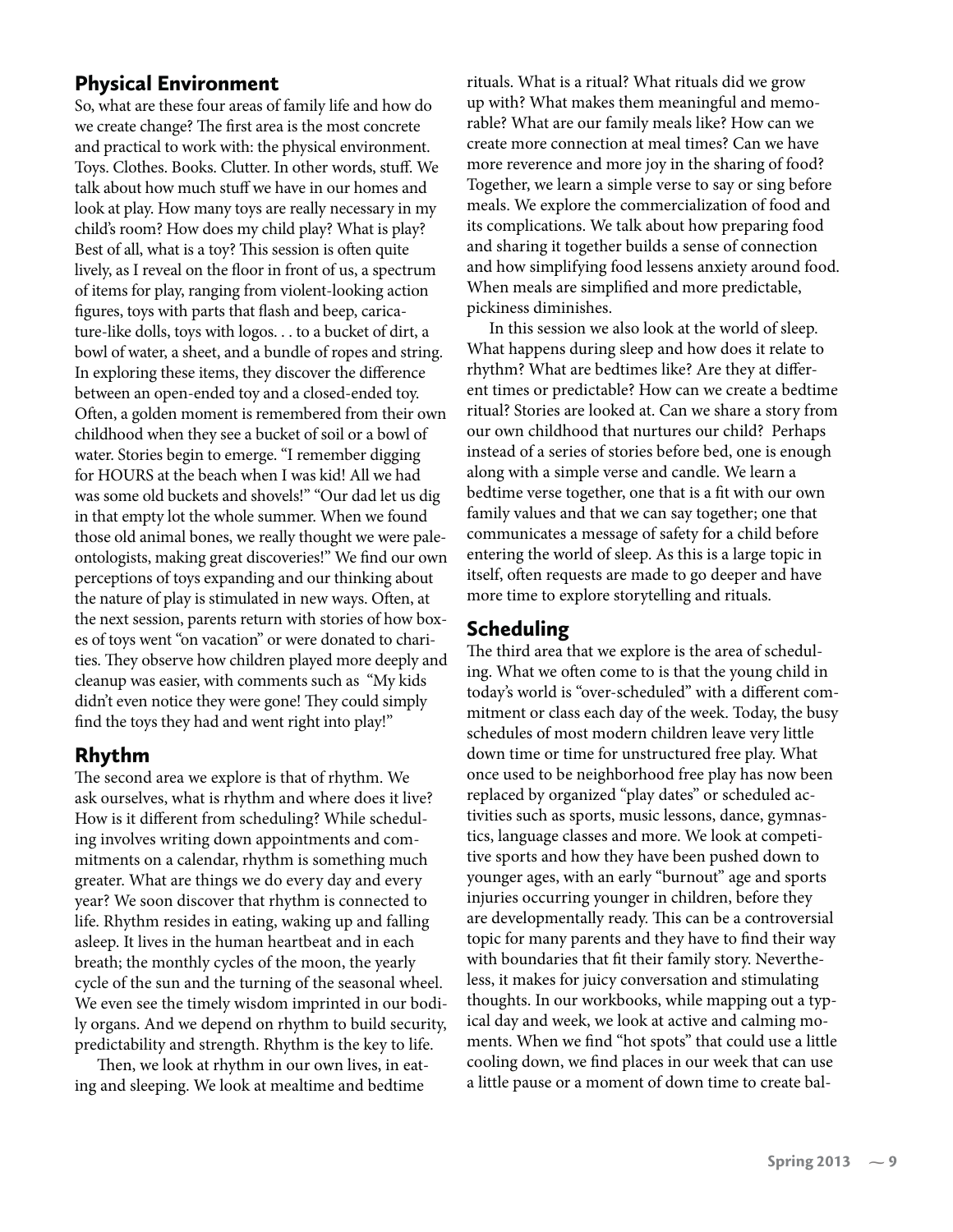## Physical Environment

So, what are these four areas of family life and how do we create change? The first area is the most concrete and practical to work with: the physical environment. Toys. Clothes. Books. Clutter. In other words, stuff. We talk about how much stuff we have in our homes and look at play. How many toys are really necessary in my child's room? How does my child play? What is play? Best of all, what is a toy? This session is often quite lively, as I reveal on the floor in front of us, a spectrum of items for play, ranging from violent-looking action figures, toys with parts that flash and beep, caricature-like dolls, toys with logos. . . to a bucket of dirt, a bowl of water, a sheet, and a bundle of ropes and string. In exploring these items, they discover the difference between an open-ended toy and a closed-ended toy. Often, a golden moment is remembered from their own childhood when they see a bucket of soil or a bowl of water. Stories begin to emerge. "I remember digging for HOURS at the beach when I was kid! All we had was some old buckets and shovels!" "Our dad let us dig in that empty lot the whole summer. When we found those old animal bones, we really thought we were paleontologists, making great discoveries!" We find our own perceptions of toys expanding and our thinking about the nature of play is stimulated in new ways. Often, at the next session, parents return with stories of how boxes of toys went "on vacation" or were donated to charities. They observe how children played more deeply and cleanup was easier, with comments such as "My kids didn't even notice they were gone! They could simply find the toys they had and went right into play!"

## Rhythm

The second area we explore is that of rhythm. We ask ourselves, what is rhythm and where does it live? How is it different from scheduling? While scheduling involves writing down appointments and commitments on a calendar, rhythm is something much greater. What are things we do every day and every year? We soon discover that rhythm is connected to life. Rhythm resides in eating, waking up and falling asleep. It lives in the human heartbeat and in each breath; the monthly cycles of the moon, the yearly cycle of the sun and the turning of the seasonal wheel. We even see the timely wisdom imprinted in our bodily organs. And we depend on rhythm to build security, predictability and strength. Rhythm is the key to life.

Then, we look at rhythm in our own lives, in eating and sleeping. We look at mealtime and bedtime rituals. What is a ritual? What rituals did we grow up with? What makes them meaningful and memorable? What are our family meals like? How can we create more connection at meal times? Can we have more reverence and more joy in the sharing of food? Together, we learn a simple verse to say or sing before meals. We explore the commercialization of food and its complications. We talk about how preparing food and sharing it together builds a sense of connection and how simplifying food lessens anxiety around food. When meals are simplified and more predictable, pickiness diminishes.

In this session we also look at the world of sleep. What happens during sleep and how does it relate to rhythm? What are bedtimes like? Are they at different times or predictable? How can we create a bedtime ritual? Stories are looked at. Can we share a story from our own childhood that nurtures our child? Perhaps instead of a series of stories before bed, one is enough along with a simple verse and candle. We learn a bedtime verse together, one that is a fit with our own family values and that we can say together; one that communicates a message of safety for a child before entering the world of sleep. As this is a large topic in itself, often requests are made to go deeper and have more time to explore storytelling and rituals.

## Scheduling

The third area that we explore is the area of scheduling. What we often come to is that the young child in today's world is "over-scheduled" with a different commitment or class each day of the week. Today, the busy schedules of most modern children leave very little down time or time for unstructured free play. What once used to be neighborhood free play has now been replaced by organized "play dates" or scheduled activities such as sports, music lessons, dance, gymnastics, language classes and more. We look at competitive sports and how they have been pushed down to younger ages, with an early "burnout" age and sports injuries occurring younger in children, before they are developmentally ready. This can be a controversial topic for many parents and they have to find their way with boundaries that fit their family story. Nevertheless, it makes for juicy conversation and stimulating thoughts. In our workbooks, while mapping out a typical day and week, we look at active and calming moments. When we find "hot spots" that could use a little cooling down, we find places in our week that can use a little pause or a moment of down time to create bal-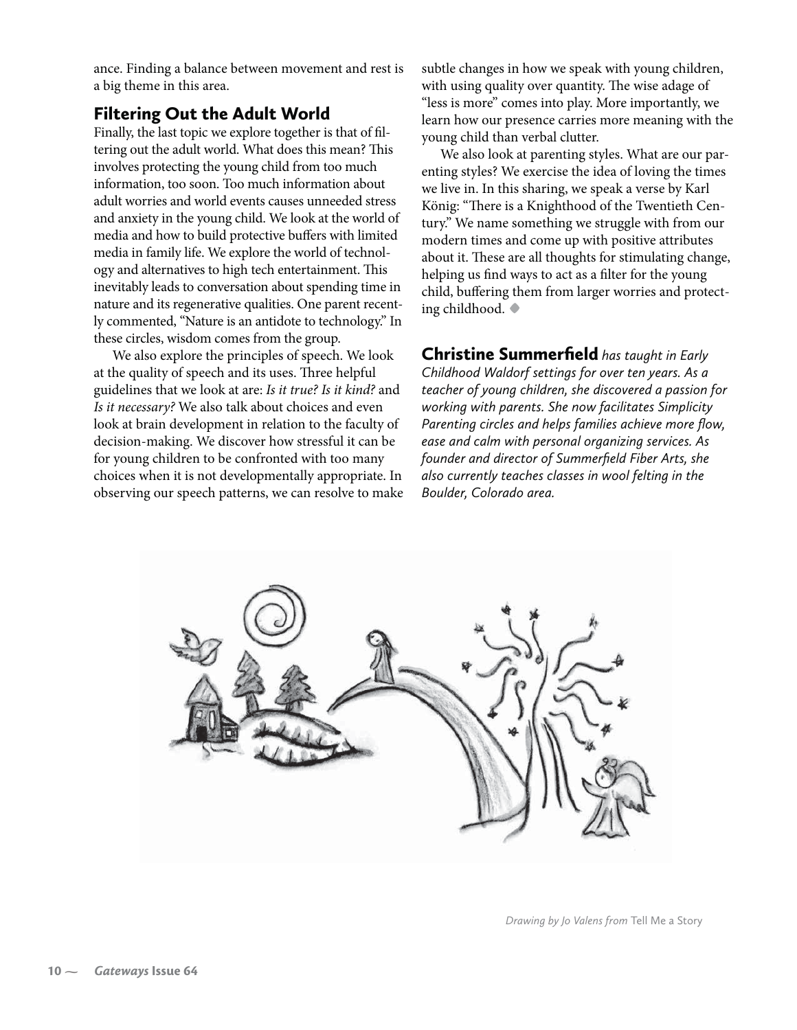ance. Finding a balance between movement and rest is a big theme in this area.

## Filtering Out the Adult World

Finally, the last topic we explore together is that of filtering out the adult world. What does this mean? This involves protecting the young child from too much information, too soon. Too much information about adult worries and world events causes unneeded stress and anxiety in the young child. We look at the world of media and how to build protective buffers with limited media in family life. We explore the world of technology and alternatives to high tech entertainment. This inevitably leads to conversation about spending time in nature and its regenerative qualities. One parent recently commented, "Nature is an antidote to technology." In these circles, wisdom comes from the group.

We also explore the principles of speech. We look at the quality of speech and its uses. Three helpful guidelines that we look at are: *Is it true? Is it kind?* and *Is it necessary?* We also talk about choices and even look at brain development in relation to the faculty of decision-making. We discover how stressful it can be for young children to be confronted with too many choices when it is not developmentally appropriate. In observing our speech patterns, we can resolve to make subtle changes in how we speak with young children, with using quality over quantity. The wise adage of "less is more" comes into play. More importantly, we learn how our presence carries more meaning with the young child than verbal clutter.

We also look at parenting styles. What are our parenting styles? We exercise the idea of loving the times we live in. In this sharing, we speak a verse by Karl König: "There is a Knighthood of the Twentieth Century." We name something we struggle with from our modern times and come up with positive attributes about it. These are all thoughts for stimulating change, helping us find ways to act as a filter for the young child, buffering them from larger worries and protecting childhood. ◆

**Christine Summerfield** *has taught in Early Childhood Waldorf settings for over ten years. As a teacher of young children, she discovered a passion for working with parents. She now facilitates Simplicity Parenting circles and helps families achieve more flow, ease and calm with personal organizing services. As founder and director of Summerfield Fiber Arts, she also currently teaches classes in wool felting in the Boulder, Colorado area.*

*Drawing by Jo Valens from* Tell Me a Story